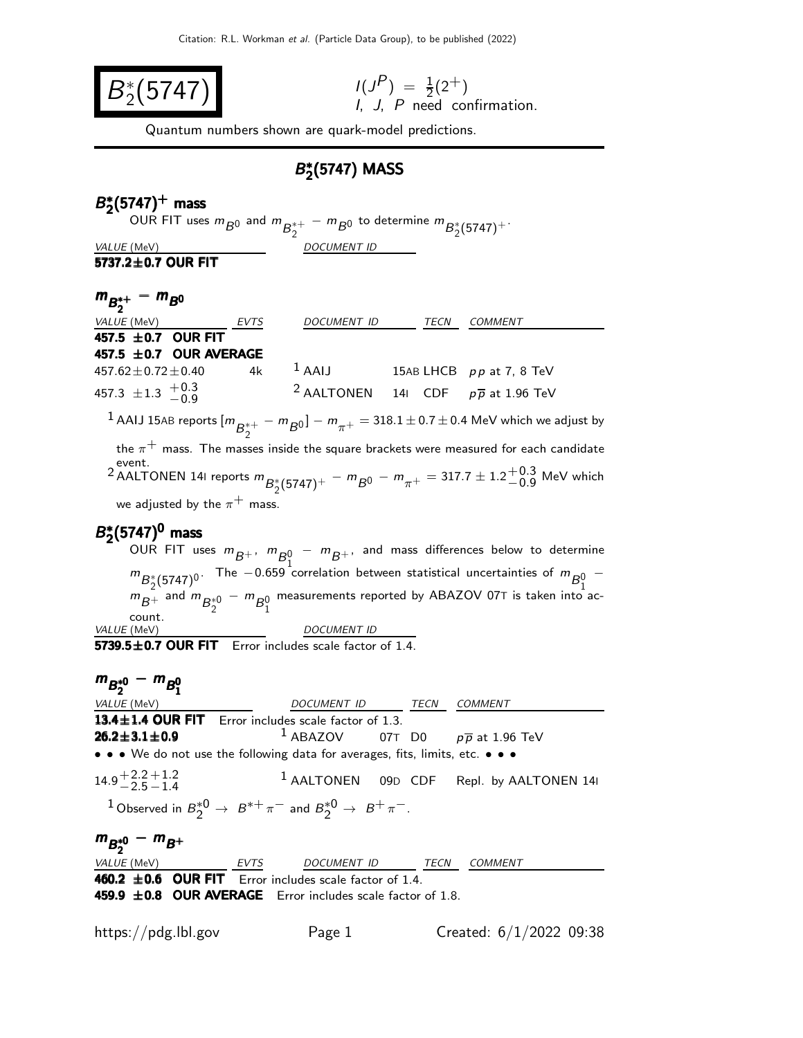# $B_2^*(5747)$

$I(J^P) = \frac{1}{2}(2^+)$
I, J, P need confirmation.

Quantum numbers shown are quark-model predictions.

## $B_2^*(5747)$ MASS

### $B_2^*(5747)^+$ mass

OUR FIT uses $m_{B^0}$ and $m_{B_2^{*+}} - m_{B^0}$ to determine $m_{B_2^*(5747)^+}$.

| VALUE (MeV) | DOCUMENT ID |
|---|---|
| **5737.2±0.7 OUR FIT** | |

### $m_{B_2^{*+}} - m_{B^0}$

| VALUE (MeV) | EVTS | DOCUMENT ID | TECN | COMMENT |
|---|---|---|---|---|
| **457.5 ±0.7 OUR FIT** | | | | |
| **457.5 ±0.7 OUR AVERAGE** | | | | |
| $457.62 \pm 0.72 \pm 0.40$ | 4k | [1] AAIJ | 15AB LHCB | $pp$ at 7, 8 TeV |
| $457.3 \pm 1.3 \ ^{+0.3}_{-0.9}$ | | [2] AALTONEN | 14I CDF | $p\overline{p}$ at 1.96 TeV |

[1] AAIJ 15AB reports $[m_{B_2^{*+}} - m_{B^0}] - m_{\pi^+} = 318.1 \pm 0.7 \pm 0.4$ MeV which we adjust by the $\pi^+$ mass. The masses inside the square brackets were measured for each candidate event.

[2] AALTONEN 14I reports $m_{B_2^*(5747)^+} - m_{B^0} - m_{\pi^+} = 317.7 \pm 1.2^{+0.3}_{-0.9}$ MeV which we adjusted by the $\pi^+$ mass.

### $B_2^*(5747)^0$ mass

OUR FIT uses $m_{B^+}$, $m_{B_1^0} - m_{B^+}$, and mass differences below to determine $m_{B_2^*(5747)^0}$. The $-0.659$ correlation between statistical uncertainties of $m_{B_1^0} - m_{B^+}$ and $m_{B_2^{*0}} - m_{B_1^0}$ measurements reported by ABAZOV 07T is taken into account.

| VALUE (MeV) | DOCUMENT ID |
|---|---|
| **5739.5±0.7 OUR FIT** | Error includes scale factor of 1.4. |

### $m_{B_2^{*0}} - m_{B_1^0}$

| VALUE (MeV) | DOCUMENT ID | TECN | COMMENT |
|---|---|---|---|
| **13.4±1.4 OUR FIT** Error includes scale factor of 1.3. | | | |
| **26.2±3.1±0.9** | [1] ABAZOV | 07T D0 | $p\overline{p}$ at 1.96 TeV |
| • • • We do not use the following data for averages, fits, limits, etc. • • • | | | |
| $14.9^{+2.2}_{-2.5}{}^{+1.2}_{-1.4}$ | [1] AALTONEN | 09D CDF | Repl. by AALTONEN 14I |

[1] Observed in $B_2^{*0} \to B^{*+}\pi^-$ and $B_2^{*0} \to B^+\pi^-$.

### $m_{B_2^{*0}} - m_{B^+}$

| VALUE (MeV) | EVTS | DOCUMENT ID | TECN | COMMENT |
|---|---|---|---|---|
| **460.2 ±0.6 OUR FIT** Error includes scale factor of 1.4. | | | | |
| **459.9 ±0.8 OUR AVERAGE** Error includes scale factor of 1.8. | | | | |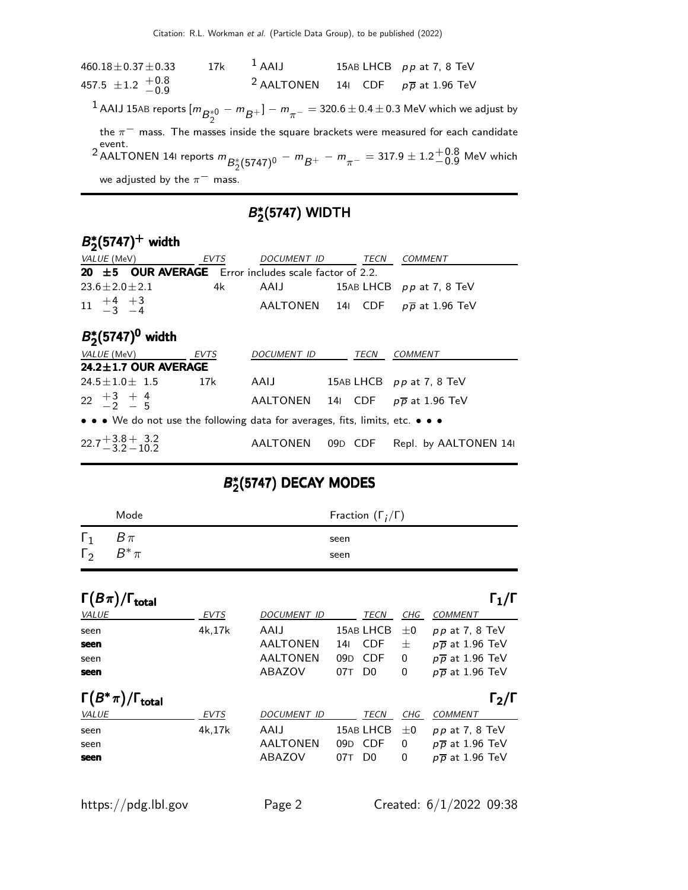| | | | | |
|---|---|---|---|---|
| $460.18 \pm 0.37 \pm 0.33$ | 17k | [1] AAIJ | 15AB LHCB | $pp$ at 7, 8 TeV |
| $457.5 \pm 1.2 \ {}^{+0.8}_{-0.9}$ | | [2] AALTONEN | 14I CDF | $p\overline{p}$ at 1.96 TeV |

[1] AAIJ 15AB reports $[m_{B_2^{*0}} - m_{B^+}] - m_{\pi^-} = 320.6 \pm 0.4 \pm 0.3$ MeV which we adjust by the $\pi^-$ mass. The masses inside the square brackets were measured for each candidate event.

[2] AALTONEN 14I reports $m_{B_2^*(5747)^0} - m_{B^+} - m_{\pi^-} = 317.9 \pm 1.2^{+0.8}_{-0.9}$ MeV which we adjusted by the $\pi^-$ mass.

## $B_2^*(5747)$ WIDTH

### $B_2^*(5747)^+$ width

| *VALUE* (MeV) | *EVTS* | *DOCUMENT ID* | *TECN* | *COMMENT* |
|---|---|---|---|---|
| **20 ±5 OUR AVERAGE** Error includes scale factor of 2.2. | | | | |
| $23.6 \pm 2.0 \pm 2.1$ | 4k | AAIJ | 15AB LHCB | $pp$ at 7, 8 TeV |
| $11 \ {}^{+4}_{-3} \ {}^{+3}_{-4}$ | | AALTONEN | 14I CDF | $p\overline{p}$ at 1.96 TeV |

### $B_2^*(5747)^0$ width

| *VALUE* (MeV) | *EVTS* | *DOCUMENT ID* | *TECN* | *COMMENT* |
|---|---|---|---|---|
| **24.2±1.7 OUR AVERAGE** | | | | |
| $24.5 \pm 1.0 \pm 1.5$ | 17k | AAIJ | 15AB LHCB | $pp$ at 7, 8 TeV |
| $22 \ {}^{+3}_{-2} \ {}^{+4}_{-5}$ | | AALTONEN | 14I CDF | $p\overline{p}$ at 1.96 TeV |
| • • • We do not use the following data for averages, fits, limits, etc. • • • | | | | |
| $22.7^{+3.8}_{-3.2}{}^{+3.2}_{-10.2}$ | | AALTONEN | 09D CDF | Repl. by AALTONEN 14I |

## $B_2^*(5747)$ DECAY MODES

| | Mode | Fraction ($\Gamma_i/\Gamma$) |
|---|---|---|
| $\Gamma_1$ | $B\pi$ | seen |
| $\Gamma_2$ | $B^*\pi$ | seen |

### $\Gamma(B\pi)/\Gamma_{\text{total}}$ — $\Gamma_1/\Gamma$

| *VALUE* | *EVTS* | *DOCUMENT ID* | *TECN* | *CHG* | *COMMENT* |
|---|---|---|---|---|---|
| seen | 4k,17k | AAIJ | 15AB LHCB | $\pm 0$ | $pp$ at 7, 8 TeV |
| **seen** | | AALTONEN | 14I CDF | $\pm$ | $p\overline{p}$ at 1.96 TeV |
| seen | | AALTONEN | 09D CDF | 0 | $p\overline{p}$ at 1.96 TeV |
| **seen** | | ABAZOV | 07T D0 | 0 | $p\overline{p}$ at 1.96 TeV |

### $\Gamma(B^*\pi)/\Gamma_{\text{total}}$ — $\Gamma_2/\Gamma$

| *VALUE* | *EVTS* | *DOCUMENT ID* | *TECN* | *CHG* | *COMMENT* |
|---|---|---|---|---|---|
| seen | 4k,17k | AAIJ | 15AB LHCB | $\pm 0$ | $pp$ at 7, 8 TeV |
| seen | | AALTONEN | 09D CDF | 0 | $p\overline{p}$ at 1.96 TeV |
| **seen** | | ABAZOV | 07T D0 | 0 | $p\overline{p}$ at 1.96 TeV |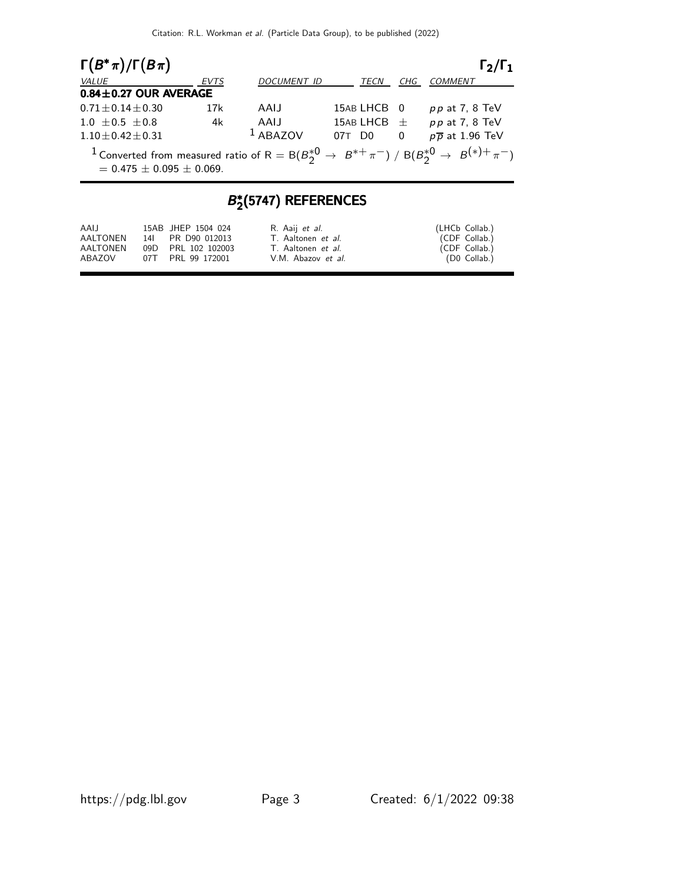## $\Gamma(B^*\pi)/\Gamma(B\pi)$ $\Gamma_2/\Gamma_1$

| VALUE | EVTS | DOCUMENT ID | TECN | CHG | COMMENT |
|---|---|---|---|---|---|
| **0.84±0.27 OUR AVERAGE** | | | | | |
| $0.71 \pm 0.14 \pm 0.30$ | 17k | AAIJ | 15AB LHCB | 0 | $pp$ at 7, 8 TeV |
| $1.0 \pm 0.5 \pm 0.8$ | 4k | AAIJ | 15AB LHCB | $\pm$ | $pp$ at 7, 8 TeV |
| $1.10 \pm 0.42 \pm 0.31$ | | [1] ABAZOV | 07T D0 | 0 | $p\overline{p}$ at 1.96 TeV |

[1] Converted from measured ratio of R = $B(B_2^{*0} \rightarrow B^{*+}\pi^-)$ / $B(B_2^{*0} \rightarrow B^{(*)+}\pi^-)$ = $0.475 \pm 0.095 \pm 0.069$.

## $B_2^*(5747)$ REFERENCES

| | | | | |
|---|---|---|---|---|
| AAIJ | 15AB | JHEP 1504 024 | R. Aaij *et al.* | (LHCb Collab.) |
| AALTONEN | 14I | PR D90 012013 | T. Aaltonen *et al.* | (CDF Collab.) |
| AALTONEN | 09D | PRL 102 102003 | T. Aaltonen *et al.* | (CDF Collab.) |
| ABAZOV | 07T | PRL 99 172001 | V.M. Abazov *et al.* | (D0 Collab.) |